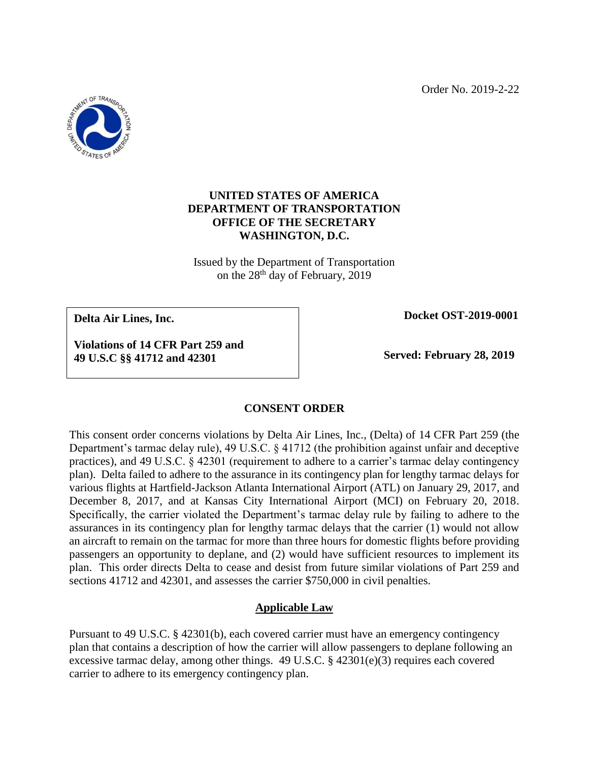Order No. 2019-2-22

**UNITED STATES OF AMERICA**
**DEPARTMENT OF TRANSPORTATION**
**OFFICE OF THE SECRETARY**
**WASHINGTON, D.C.**

Issued by the Department of Transportation
on the 28th day of February, 2019

| | |
|---|---|
| **Delta Air Lines, Inc.**<br><br>**Violations of 14 CFR Part 259 and 49 U.S.C §§ 41712 and 42301** | **Docket OST-2019-0001**<br><br>**Served: February 28, 2019** |

## CONSENT ORDER

This consent order concerns violations by Delta Air Lines, Inc., (Delta) of 14 CFR Part 259 (the Department's tarmac delay rule), 49 U.S.C. § 41712 (the prohibition against unfair and deceptive practices), and 49 U.S.C. § 42301 (requirement to adhere to a carrier's tarmac delay contingency plan). Delta failed to adhere to the assurance in its contingency plan for lengthy tarmac delays for various flights at Hartfield-Jackson Atlanta International Airport (ATL) on January 29, 2017, and December 8, 2017, and at Kansas City International Airport (MCI) on February 20, 2018. Specifically, the carrier violated the Department's tarmac delay rule by failing to adhere to the assurances in its contingency plan for lengthy tarmac delays that the carrier (1) would not allow an aircraft to remain on the tarmac for more than three hours for domestic flights before providing passengers an opportunity to deplane, and (2) would have sufficient resources to implement its plan. This order directs Delta to cease and desist from future similar violations of Part 259 and sections 41712 and 42301, and assesses the carrier $750,000 in civil penalties.

## Applicable Law

Pursuant to 49 U.S.C. § 42301(b), each covered carrier must have an emergency contingency plan that contains a description of how the carrier will allow passengers to deplane following an excessive tarmac delay, among other things. 49 U.S.C. § 42301(e)(3) requires each covered carrier to adhere to its emergency contingency plan.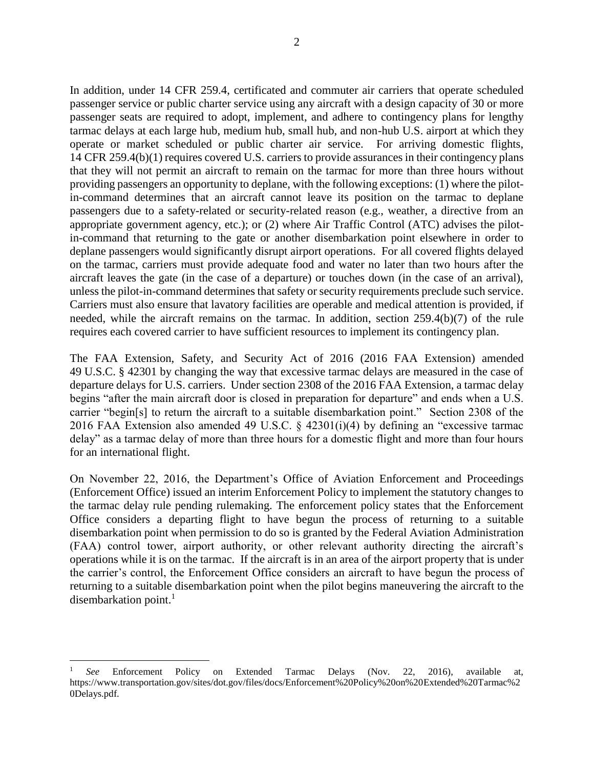In addition, under 14 CFR 259.4, certificated and commuter air carriers that operate scheduled passenger service or public charter service using any aircraft with a design capacity of 30 or more passenger seats are required to adopt, implement, and adhere to contingency plans for lengthy tarmac delays at each large hub, medium hub, small hub, and non-hub U.S. airport at which they operate or market scheduled or public charter air service. For arriving domestic flights, 14 CFR 259.4(b)(1) requires covered U.S. carriers to provide assurances in their contingency plans that they will not permit an aircraft to remain on the tarmac for more than three hours without providing passengers an opportunity to deplane, with the following exceptions: (1) where the pilot-in-command determines that an aircraft cannot leave its position on the tarmac to deplane passengers due to a safety-related or security-related reason (e.g., weather, a directive from an appropriate government agency, etc.); or (2) where Air Traffic Control (ATC) advises the pilot-in-command that returning to the gate or another disembarkation point elsewhere in order to deplane passengers would significantly disrupt airport operations. For all covered flights delayed on the tarmac, carriers must provide adequate food and water no later than two hours after the aircraft leaves the gate (in the case of a departure) or touches down (in the case of an arrival), unless the pilot-in-command determines that safety or security requirements preclude such service. Carriers must also ensure that lavatory facilities are operable and medical attention is provided, if needed, while the aircraft remains on the tarmac. In addition, section 259.4(b)(7) of the rule requires each covered carrier to have sufficient resources to implement its contingency plan.

The FAA Extension, Safety, and Security Act of 2016 (2016 FAA Extension) amended 49 U.S.C. § 42301 by changing the way that excessive tarmac delays are measured in the case of departure delays for U.S. carriers. Under section 2308 of the 2016 FAA Extension, a tarmac delay begins "after the main aircraft door is closed in preparation for departure" and ends when a U.S. carrier "begin[s] to return the aircraft to a suitable disembarkation point." Section 2308 of the 2016 FAA Extension also amended 49 U.S.C. § 42301(i)(4) by defining an "excessive tarmac delay" as a tarmac delay of more than three hours for a domestic flight and more than four hours for an international flight.

On November 22, 2016, the Department's Office of Aviation Enforcement and Proceedings (Enforcement Office) issued an interim Enforcement Policy to implement the statutory changes to the tarmac delay rule pending rulemaking. The enforcement policy states that the Enforcement Office considers a departing flight to have begun the process of returning to a suitable disembarkation point when permission to do so is granted by the Federal Aviation Administration (FAA) control tower, airport authority, or other relevant authority directing the aircraft's operations while it is on the tarmac. If the aircraft is in an area of the airport property that is under the carrier's control, the Enforcement Office considers an aircraft to have begun the process of returning to a suitable disembarkation point when the pilot begins maneuvering the aircraft to the disembarkation point.[1]

---

[1] *See* Enforcement Policy on Extended Tarmac Delays (Nov. 22, 2016), available at, https://www.transportation.gov/sites/dot.gov/files/docs/Enforcement%20Policy%20on%20Extended%20Tarmac%20Delays.pdf.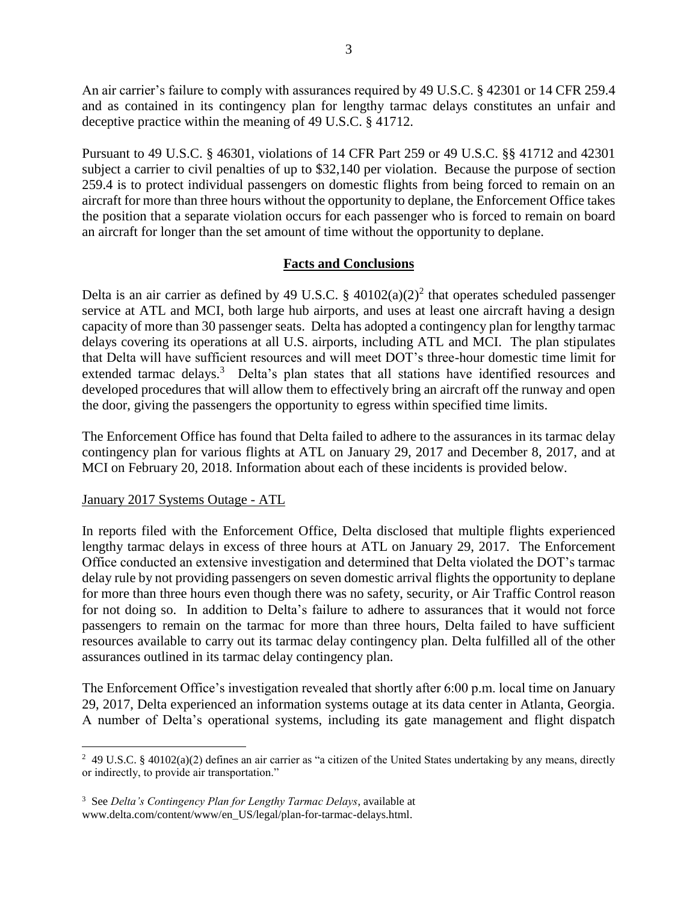An air carrier's failure to comply with assurances required by 49 U.S.C. § 42301 or 14 CFR 259.4 and as contained in its contingency plan for lengthy tarmac delays constitutes an unfair and deceptive practice within the meaning of 49 U.S.C. § 41712.

Pursuant to 49 U.S.C. § 46301, violations of 14 CFR Part 259 or 49 U.S.C. §§ 41712 and 42301 subject a carrier to civil penalties of up to $32,140 per violation. Because the purpose of section 259.4 is to protect individual passengers on domestic flights from being forced to remain on an aircraft for more than three hours without the opportunity to deplane, the Enforcement Office takes the position that a separate violation occurs for each passenger who is forced to remain on board an aircraft for longer than the set amount of time without the opportunity to deplane.

## Facts and Conclusions

Delta is an air carrier as defined by 49 U.S.C. § 40102(a)(2)[2] that operates scheduled passenger service at ATL and MCI, both large hub airports, and uses at least one aircraft having a design capacity of more than 30 passenger seats. Delta has adopted a contingency plan for lengthy tarmac delays covering its operations at all U.S. airports, including ATL and MCI. The plan stipulates that Delta will have sufficient resources and will meet DOT's three-hour domestic time limit for extended tarmac delays.[3] Delta's plan states that all stations have identified resources and developed procedures that will allow them to effectively bring an aircraft off the runway and open the door, giving the passengers the opportunity to egress within specified time limits.

The Enforcement Office has found that Delta failed to adhere to the assurances in its tarmac delay contingency plan for various flights at ATL on January 29, 2017 and December 8, 2017, and at MCI on February 20, 2018. Information about each of these incidents is provided below.

### January 2017 Systems Outage - ATL

In reports filed with the Enforcement Office, Delta disclosed that multiple flights experienced lengthy tarmac delays in excess of three hours at ATL on January 29, 2017. The Enforcement Office conducted an extensive investigation and determined that Delta violated the DOT's tarmac delay rule by not providing passengers on seven domestic arrival flights the opportunity to deplane for more than three hours even though there was no safety, security, or Air Traffic Control reason for not doing so. In addition to Delta's failure to adhere to assurances that it would not force passengers to remain on the tarmac for more than three hours, Delta failed to have sufficient resources available to carry out its tarmac delay contingency plan. Delta fulfilled all of the other assurances outlined in its tarmac delay contingency plan.

The Enforcement Office's investigation revealed that shortly after 6:00 p.m. local time on January 29, 2017, Delta experienced an information systems outage at its data center in Atlanta, Georgia. A number of Delta's operational systems, including its gate management and flight dispatch

---

[2] 49 U.S.C. § 40102(a)(2) defines an air carrier as "a citizen of the United States undertaking by any means, directly or indirectly, to provide air transportation."

[3] See *Delta's Contingency Plan for Lengthy Tarmac Delays*, available at www.delta.com/content/www/en_US/legal/plan-for-tarmac-delays.html.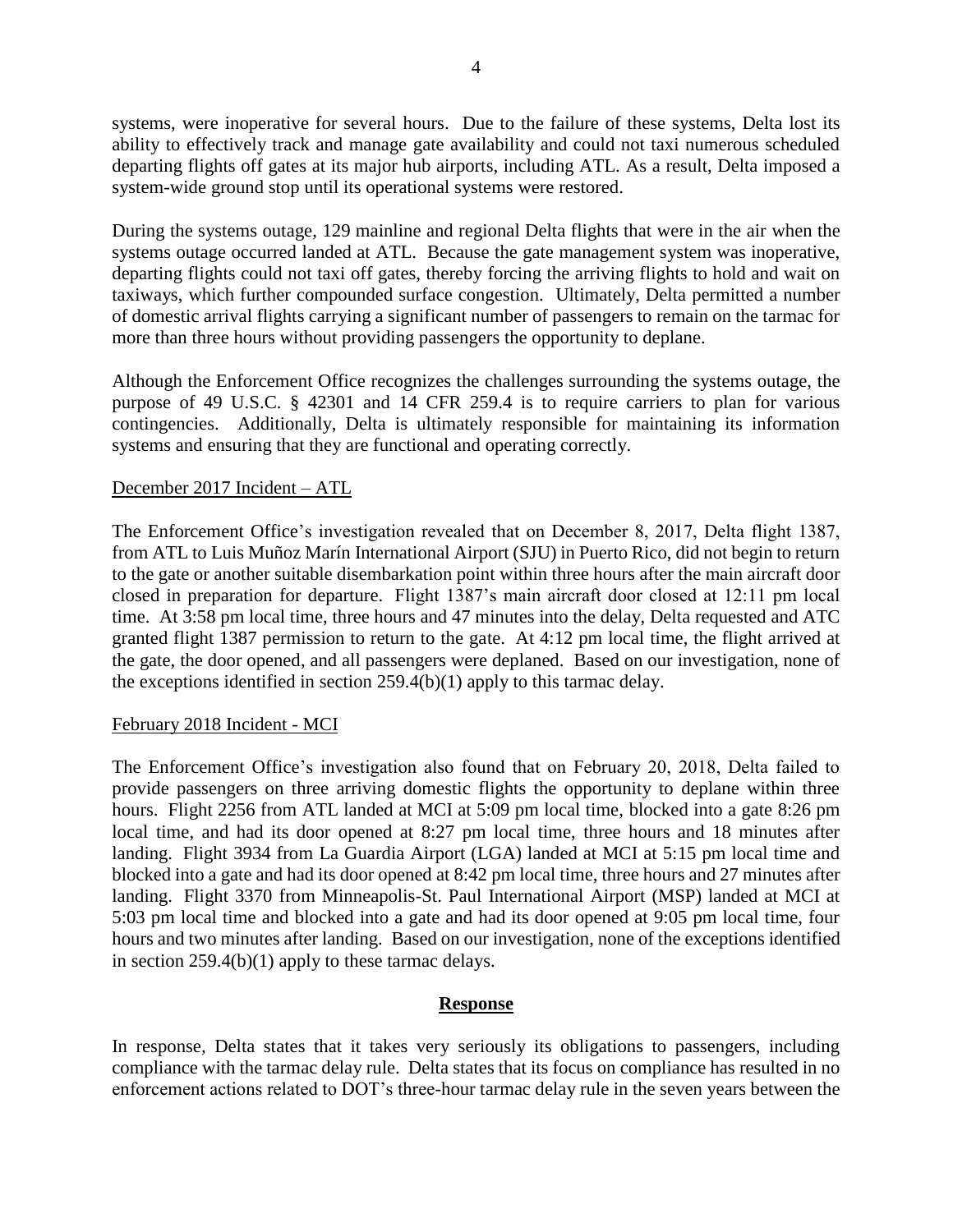systems, were inoperative for several hours. Due to the failure of these systems, Delta lost its ability to effectively track and manage gate availability and could not taxi numerous scheduled departing flights off gates at its major hub airports, including ATL. As a result, Delta imposed a system-wide ground stop until its operational systems were restored.

During the systems outage, 129 mainline and regional Delta flights that were in the air when the systems outage occurred landed at ATL. Because the gate management system was inoperative, departing flights could not taxi off gates, thereby forcing the arriving flights to hold and wait on taxiways, which further compounded surface congestion. Ultimately, Delta permitted a number of domestic arrival flights carrying a significant number of passengers to remain on the tarmac for more than three hours without providing passengers the opportunity to deplane.

Although the Enforcement Office recognizes the challenges surrounding the systems outage, the purpose of 49 U.S.C. § 42301 and 14 CFR 259.4 is to require carriers to plan for various contingencies. Additionally, Delta is ultimately responsible for maintaining its information systems and ensuring that they are functional and operating correctly.

December 2017 Incident – ATL

The Enforcement Office's investigation revealed that on December 8, 2017, Delta flight 1387, from ATL to Luis Muñoz Marín International Airport (SJU) in Puerto Rico, did not begin to return to the gate or another suitable disembarkation point within three hours after the main aircraft door closed in preparation for departure. Flight 1387's main aircraft door closed at 12:11 pm local time. At 3:58 pm local time, three hours and 47 minutes into the delay, Delta requested and ATC granted flight 1387 permission to return to the gate. At 4:12 pm local time, the flight arrived at the gate, the door opened, and all passengers were deplaned. Based on our investigation, none of the exceptions identified in section 259.4(b)(1) apply to this tarmac delay.

February 2018 Incident - MCI

The Enforcement Office's investigation also found that on February 20, 2018, Delta failed to provide passengers on three arriving domestic flights the opportunity to deplane within three hours. Flight 2256 from ATL landed at MCI at 5:09 pm local time, blocked into a gate 8:26 pm local time, and had its door opened at 8:27 pm local time, three hours and 18 minutes after landing. Flight 3934 from La Guardia Airport (LGA) landed at MCI at 5:15 pm local time and blocked into a gate and had its door opened at 8:42 pm local time, three hours and 27 minutes after landing. Flight 3370 from Minneapolis-St. Paul International Airport (MSP) landed at MCI at 5:03 pm local time and blocked into a gate and had its door opened at 9:05 pm local time, four hours and two minutes after landing. Based on our investigation, none of the exceptions identified in section 259.4(b)(1) apply to these tarmac delays.

## Response

In response, Delta states that it takes very seriously its obligations to passengers, including compliance with the tarmac delay rule. Delta states that its focus on compliance has resulted in no enforcement actions related to DOT's three-hour tarmac delay rule in the seven years between the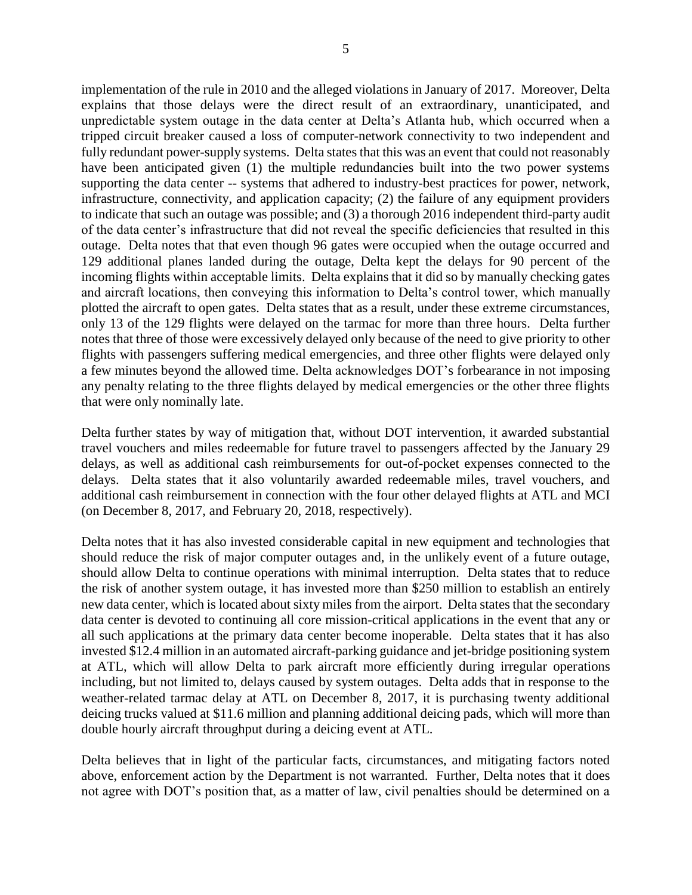implementation of the rule in 2010 and the alleged violations in January of 2017. Moreover, Delta explains that those delays were the direct result of an extraordinary, unanticipated, and unpredictable system outage in the data center at Delta's Atlanta hub, which occurred when a tripped circuit breaker caused a loss of computer-network connectivity to two independent and fully redundant power-supply systems. Delta states that this was an event that could not reasonably have been anticipated given (1) the multiple redundancies built into the two power systems supporting the data center -- systems that adhered to industry-best practices for power, network, infrastructure, connectivity, and application capacity; (2) the failure of any equipment providers to indicate that such an outage was possible; and (3) a thorough 2016 independent third-party audit of the data center's infrastructure that did not reveal the specific deficiencies that resulted in this outage. Delta notes that that even though 96 gates were occupied when the outage occurred and 129 additional planes landed during the outage, Delta kept the delays for 90 percent of the incoming flights within acceptable limits. Delta explains that it did so by manually checking gates and aircraft locations, then conveying this information to Delta's control tower, which manually plotted the aircraft to open gates. Delta states that as a result, under these extreme circumstances, only 13 of the 129 flights were delayed on the tarmac for more than three hours. Delta further notes that three of those were excessively delayed only because of the need to give priority to other flights with passengers suffering medical emergencies, and three other flights were delayed only a few minutes beyond the allowed time. Delta acknowledges DOT's forbearance in not imposing any penalty relating to the three flights delayed by medical emergencies or the other three flights that were only nominally late.

Delta further states by way of mitigation that, without DOT intervention, it awarded substantial travel vouchers and miles redeemable for future travel to passengers affected by the January 29 delays, as well as additional cash reimbursements for out-of-pocket expenses connected to the delays. Delta states that it also voluntarily awarded redeemable miles, travel vouchers, and additional cash reimbursement in connection with the four other delayed flights at ATL and MCI (on December 8, 2017, and February 20, 2018, respectively).

Delta notes that it has also invested considerable capital in new equipment and technologies that should reduce the risk of major computer outages and, in the unlikely event of a future outage, should allow Delta to continue operations with minimal interruption. Delta states that to reduce the risk of another system outage, it has invested more than $250 million to establish an entirely new data center, which is located about sixty miles from the airport. Delta states that the secondary data center is devoted to continuing all core mission-critical applications in the event that any or all such applications at the primary data center become inoperable. Delta states that it has also invested $12.4 million in an automated aircraft-parking guidance and jet-bridge positioning system at ATL, which will allow Delta to park aircraft more efficiently during irregular operations including, but not limited to, delays caused by system outages. Delta adds that in response to the weather-related tarmac delay at ATL on December 8, 2017, it is purchasing twenty additional deicing trucks valued at $11.6 million and planning additional deicing pads, which will more than double hourly aircraft throughput during a deicing event at ATL.

Delta believes that in light of the particular facts, circumstances, and mitigating factors noted above, enforcement action by the Department is not warranted. Further, Delta notes that it does not agree with DOT's position that, as a matter of law, civil penalties should be determined on a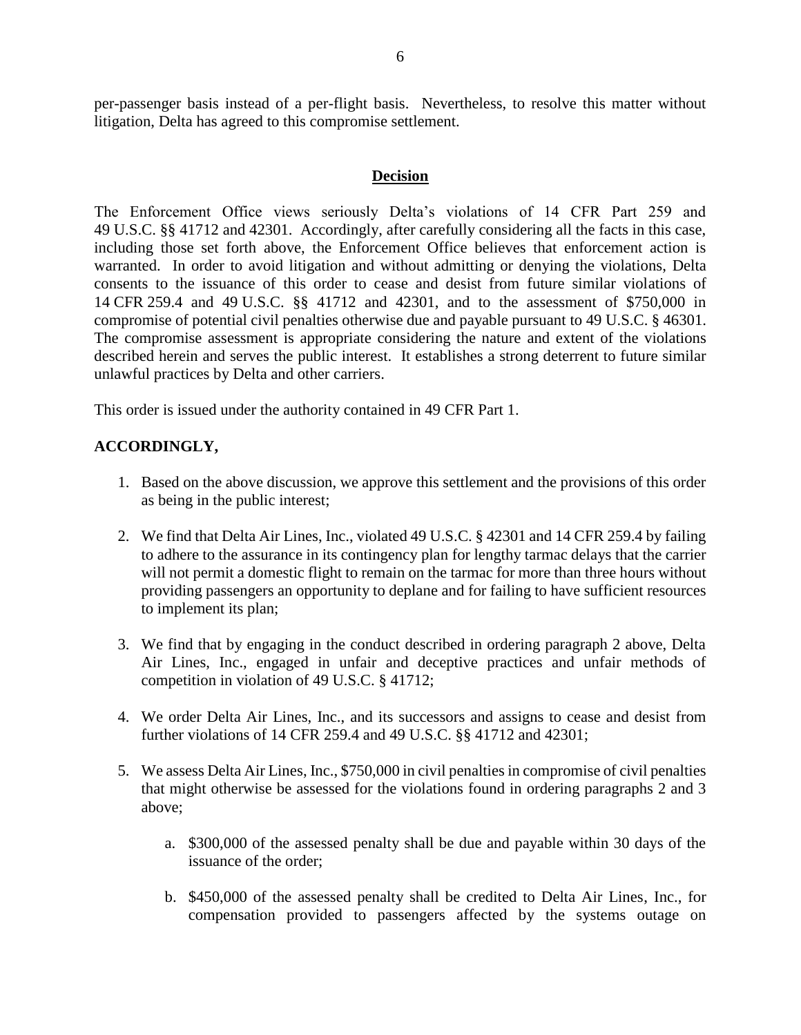per-passenger basis instead of a per-flight basis. Nevertheless, to resolve this matter without litigation, Delta has agreed to this compromise settlement.

## Decision

The Enforcement Office views seriously Delta's violations of 14 CFR Part 259 and 49 U.S.C. §§ 41712 and 42301. Accordingly, after carefully considering all the facts in this case, including those set forth above, the Enforcement Office believes that enforcement action is warranted. In order to avoid litigation and without admitting or denying the violations, Delta consents to the issuance of this order to cease and desist from future similar violations of 14 CFR 259.4 and 49 U.S.C. §§ 41712 and 42301, and to the assessment of $750,000 in compromise of potential civil penalties otherwise due and payable pursuant to 49 U.S.C. § 46301. The compromise assessment is appropriate considering the nature and extent of the violations described herein and serves the public interest. It establishes a strong deterrent to future similar unlawful practices by Delta and other carriers.

This order is issued under the authority contained in 49 CFR Part 1.

**ACCORDINGLY,**

1. Based on the above discussion, we approve this settlement and the provisions of this order as being in the public interest;

2. We find that Delta Air Lines, Inc., violated 49 U.S.C. § 42301 and 14 CFR 259.4 by failing to adhere to the assurance in its contingency plan for lengthy tarmac delays that the carrier will not permit a domestic flight to remain on the tarmac for more than three hours without providing passengers an opportunity to deplane and for failing to have sufficient resources to implement its plan;

3. We find that by engaging in the conduct described in ordering paragraph 2 above, Delta Air Lines, Inc., engaged in unfair and deceptive practices and unfair methods of competition in violation of 49 U.S.C. § 41712;

4. We order Delta Air Lines, Inc., and its successors and assigns to cease and desist from further violations of 14 CFR 259.4 and 49 U.S.C. §§ 41712 and 42301;

5. We assess Delta Air Lines, Inc., $750,000 in civil penalties in compromise of civil penalties that might otherwise be assessed for the violations found in ordering paragraphs 2 and 3 above;

    a. $300,000 of the assessed penalty shall be due and payable within 30 days of the issuance of the order;

    b. $450,000 of the assessed penalty shall be credited to Delta Air Lines, Inc., for compensation provided to passengers affected by the systems outage on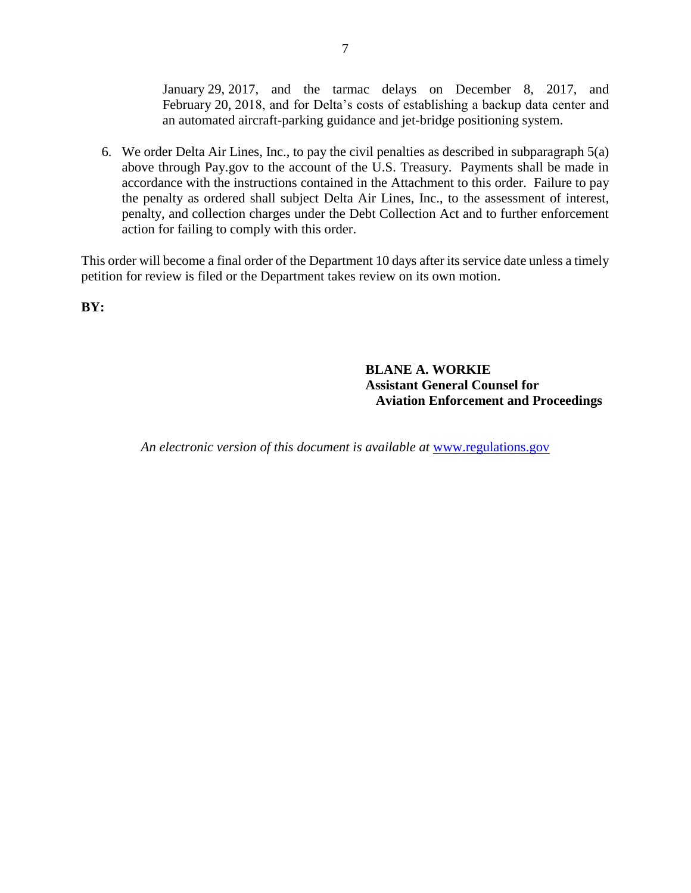January 29, 2017, and the tarmac delays on December 8, 2017, and February 20, 2018, and for Delta's costs of establishing a backup data center and an automated aircraft-parking guidance and jet-bridge positioning system.

6. We order Delta Air Lines, Inc., to pay the civil penalties as described in subparagraph 5(a) above through Pay.gov to the account of the U.S. Treasury. Payments shall be made in accordance with the instructions contained in the Attachment to this order. Failure to pay the penalty as ordered shall subject Delta Air Lines, Inc., to the assessment of interest, penalty, and collection charges under the Debt Collection Act and to further enforcement action for failing to comply with this order.

This order will become a final order of the Department 10 days after its service date unless a timely petition for review is filed or the Department takes review on its own motion.

**BY:**

**BLANE A. WORKIE**
**Assistant General Counsel for**
**Aviation Enforcement and Proceedings**

*An electronic version of this document is available at* www.regulations.gov